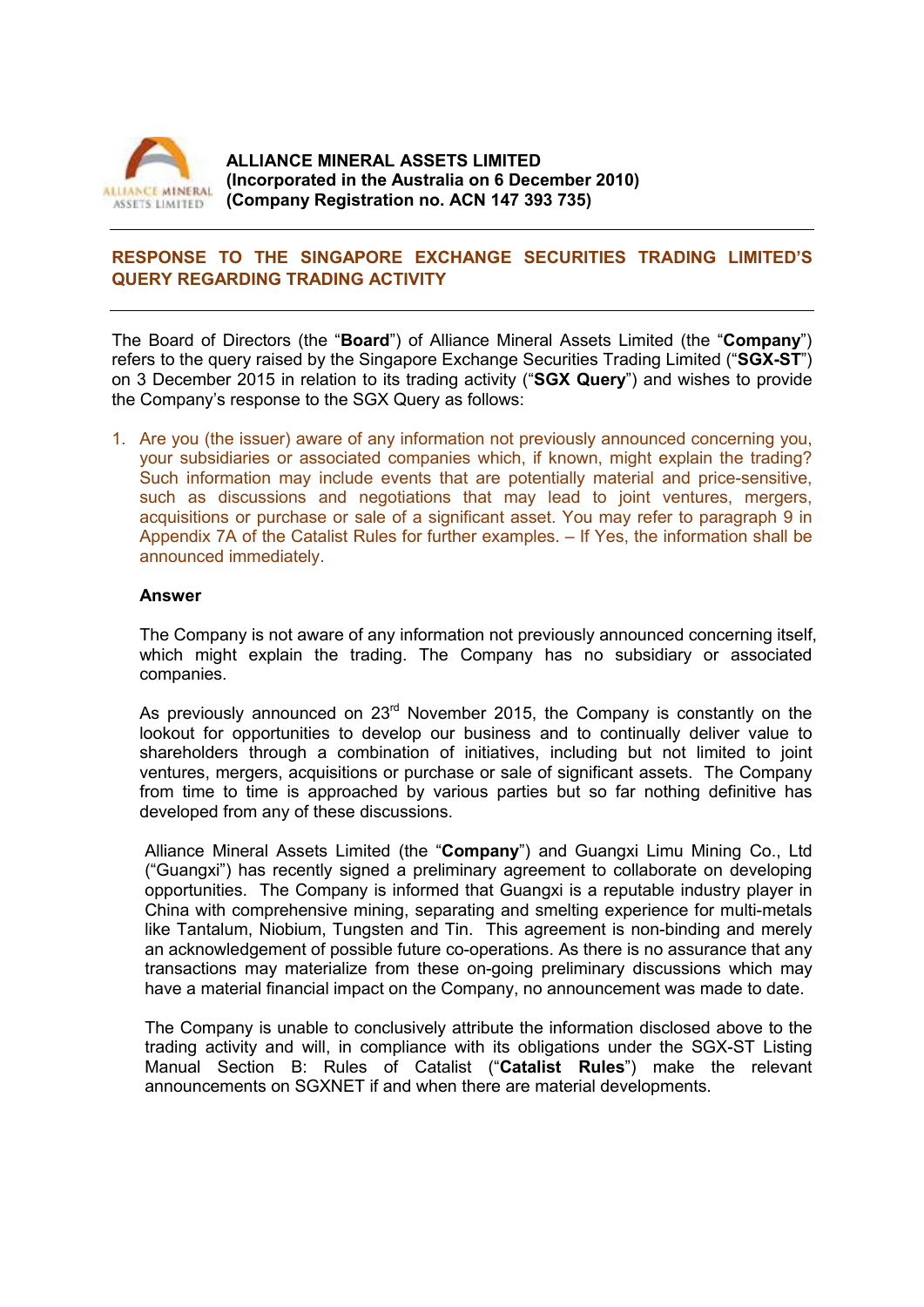**ALLIANCE MINERAL ASSETS LIMITED**
**(Incorporated in the Australia on 6 December 2010)**
**(Company Registration no. ACN 147 393 735)**

---

## RESPONSE TO THE SINGAPORE EXCHANGE SECURITIES TRADING LIMITED'S QUERY REGARDING TRADING ACTIVITY

---

The Board of Directors (the "**Board**") of Alliance Mineral Assets Limited (the "**Company**") refers to the query raised by the Singapore Exchange Securities Trading Limited ("**SGX-ST**") on 3 December 2015 in relation to its trading activity ("**SGX Query**") and wishes to provide the Company's response to the SGX Query as follows:

1. Are you (the issuer) aware of any information not previously announced concerning you, your subsidiaries or associated companies which, if known, might explain the trading? Such information may include events that are potentially material and price-sensitive, such as discussions and negotiations that may lead to joint ventures, mergers, acquisitions or purchase or sale of a significant asset. You may refer to paragraph 9 in Appendix 7A of the Catalist Rules for further examples. – If Yes, the information shall be announced immediately.

   **Answer**

   The Company is not aware of any information not previously announced concerning itself, which might explain the trading. The Company has no subsidiary or associated companies.

   As previously announced on 23rd November 2015, the Company is constantly on the lookout for opportunities to develop our business and to continually deliver value to shareholders through a combination of initiatives, including but not limited to joint ventures, mergers, acquisitions or purchase or sale of significant assets. The Company from time to time is approached by various parties but so far nothing definitive has developed from any of these discussions.

   Alliance Mineral Assets Limited (the "**Company**") and Guangxi Limu Mining Co., Ltd ("Guangxi") has recently signed a preliminary agreement to collaborate on developing opportunities. The Company is informed that Guangxi is a reputable industry player in China with comprehensive mining, separating and smelting experience for multi-metals like Tantalum, Niobium, Tungsten and Tin. This agreement is non-binding and merely an acknowledgement of possible future co-operations. As there is no assurance that any transactions may materialize from these on-going preliminary discussions which may have a material financial impact on the Company, no announcement was made to date.

   The Company is unable to conclusively attribute the information disclosed above to the trading activity and will, in compliance with its obligations under the SGX-ST Listing Manual Section B: Rules of Catalist ("**Catalist Rules**") make the relevant announcements on SGXNET if and when there are material developments.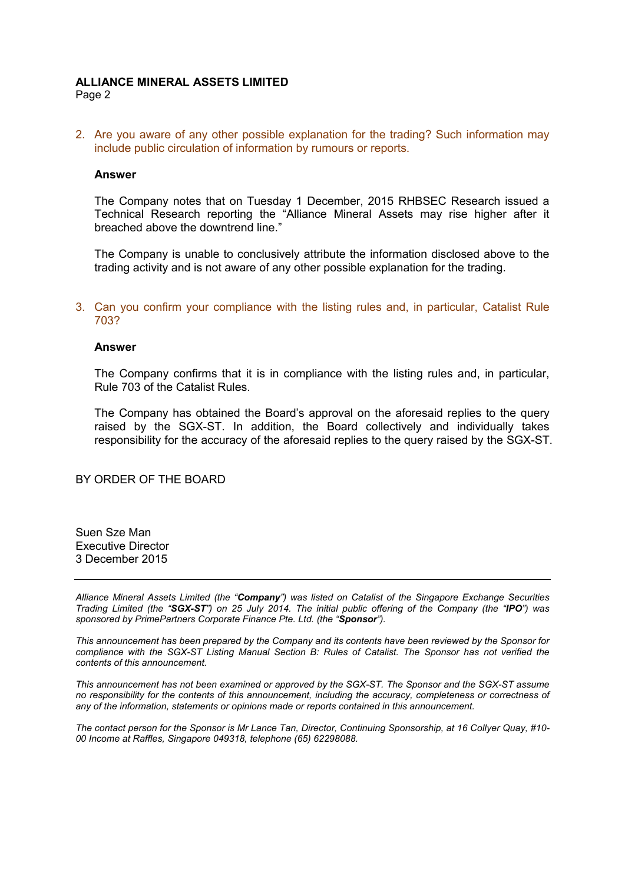2. Are you aware of any other possible explanation for the trading? Such information may include public circulation of information by rumours or reports.

   **Answer**

   The Company notes that on Tuesday 1 December, 2015 RHBSEC Research issued a Technical Research reporting the "Alliance Mineral Assets may rise higher after it breached above the downtrend line."

   The Company is unable to conclusively attribute the information disclosed above to the trading activity and is not aware of any other possible explanation for the trading.

3. Can you confirm your compliance with the listing rules and, in particular, Catalist Rule 703?

   **Answer**

   The Company confirms that it is in compliance with the listing rules and, in particular, Rule 703 of the Catalist Rules.

   The Company has obtained the Board's approval on the aforesaid replies to the query raised by the SGX-ST. In addition, the Board collectively and individually takes responsibility for the accuracy of the aforesaid replies to the query raised by the SGX-ST.

BY ORDER OF THE BOARD

Suen Sze Man
Executive Director
3 December 2015

---

*Alliance Mineral Assets Limited (the "**Company**") was listed on Catalist of the Singapore Exchange Securities Trading Limited (the "**SGX-ST**") on 25 July 2014. The initial public offering of the Company (the "**IPO**") was sponsored by PrimePartners Corporate Finance Pte. Ltd. (the "**Sponsor**").*

*This announcement has been prepared by the Company and its contents have been reviewed by the Sponsor for compliance with the SGX-ST Listing Manual Section B: Rules of Catalist. The Sponsor has not verified the contents of this announcement.*

*This announcement has not been examined or approved by the SGX-ST. The Sponsor and the SGX-ST assume no responsibility for the contents of this announcement, including the accuracy, completeness or correctness of any of the information, statements or opinions made or reports contained in this announcement.*

*The contact person for the Sponsor is Mr Lance Tan, Director, Continuing Sponsorship, at 16 Collyer Quay, #10-00 Income at Raffles, Singapore 049318, telephone (65) 62298088.*